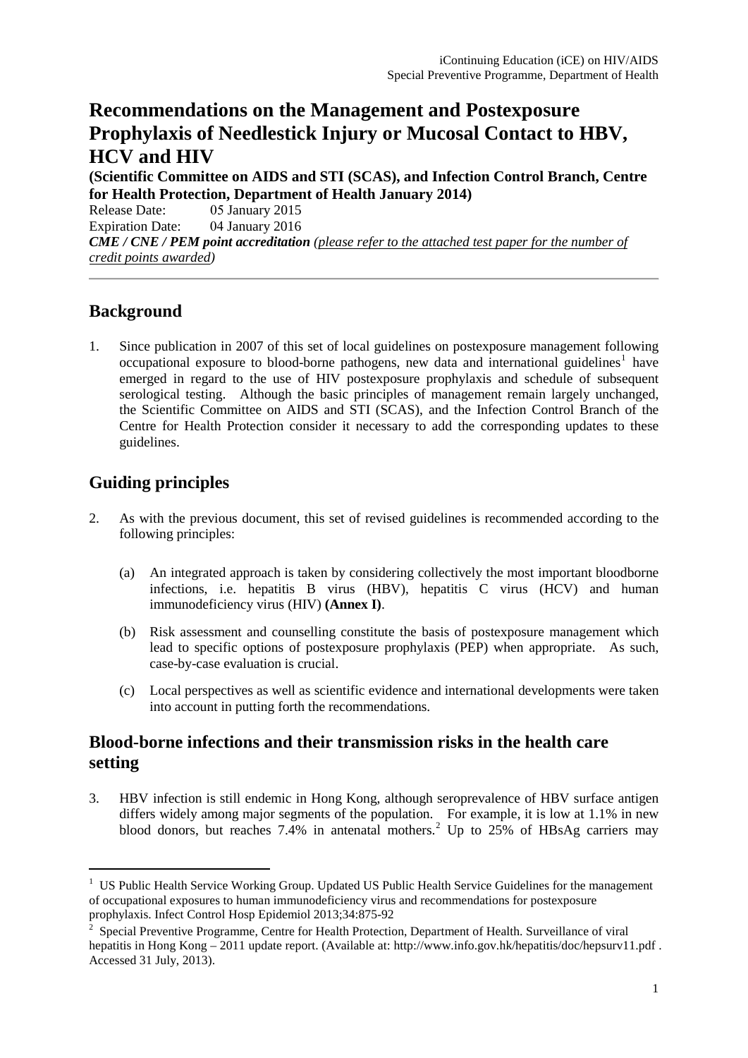# Recommendations on the Management and Postexposure Prophylaxis of Needlestick Injury or Mucosal Contact to HBV, HCV and HIV

**(Scientific Committee on AIDS and STI (SCAS), and Infection Control Branch, Centre for Health Protection, Department of Health January 2014)**

Release Date: 05 January 2015

Expiration Date: 04 January 2016

***CME / CNE / PEM point accreditation*** *(please refer to the attached test paper for the number of credit points awarded)*

---

## Background

1. Since publication in 2007 of this set of local guidelines on postexposure management following occupational exposure to blood-borne pathogens, new data and international guidelines[1] have emerged in regard to the use of HIV postexposure prophylaxis and schedule of subsequent serological testing. Although the basic principles of management remain largely unchanged, the Scientific Committee on AIDS and STI (SCAS), and the Infection Control Branch of the Centre for Health Protection consider it necessary to add the corresponding updates to these guidelines.

## Guiding principles

2. As with the previous document, this set of revised guidelines is recommended according to the following principles:

   (a) An integrated approach is taken by considering collectively the most important bloodborne infections, i.e. hepatitis B virus (HBV), hepatitis C virus (HCV) and human immunodeficiency virus (HIV) **(Annex I)**.

   (b) Risk assessment and counselling constitute the basis of postexposure management which lead to specific options of postexposure prophylaxis (PEP) when appropriate. As such, case-by-case evaluation is crucial.

   (c) Local perspectives as well as scientific evidence and international developments were taken into account in putting forth the recommendations.

## Blood-borne infections and their transmission risks in the health care setting

3. HBV infection is still endemic in Hong Kong, although seroprevalence of HBV surface antigen differs widely among major segments of the population. For example, it is low at 1.1% in new blood donors, but reaches 7.4% in antenatal mothers.[2] Up to 25% of HBsAg carriers may

---

[1] US Public Health Service Working Group. Updated US Public Health Service Guidelines for the management of occupational exposures to human immunodeficiency virus and recommendations for postexposure prophylaxis. Infect Control Hosp Epidemiol 2013;34:875-92

[2] Special Preventive Programme, Centre for Health Protection, Department of Health. Surveillance of viral hepatitis in Hong Kong – 2011 update report. (Available at: http://www.info.gov.hk/hepatitis/doc/hepsurv11.pdf . Accessed 31 July, 2013).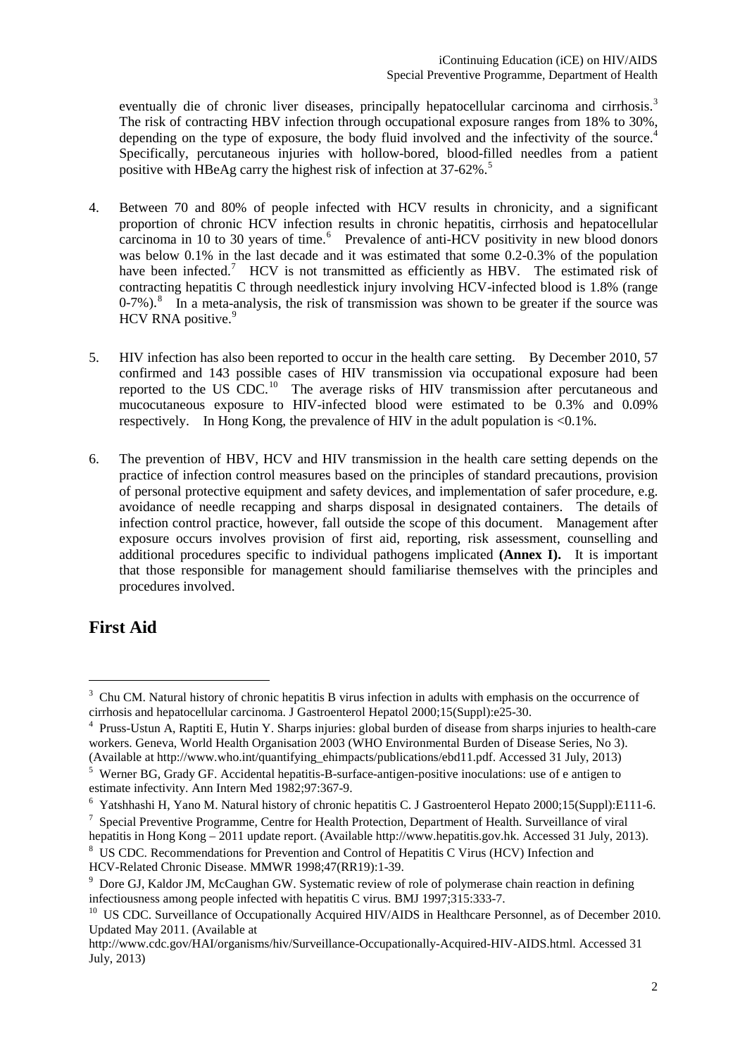eventually die of chronic liver diseases, principally hepatocellular carcinoma and cirrhosis.[3] The risk of contracting HBV infection through occupational exposure ranges from 18% to 30%, depending on the type of exposure, the body fluid involved and the infectivity of the source.[4] Specifically, percutaneous injuries with hollow-bored, blood-filled needles from a patient positive with HBeAg carry the highest risk of infection at 37-62%.[5]

4. Between 70 and 80% of people infected with HCV results in chronicity, and a significant proportion of chronic HCV infection results in chronic hepatitis, cirrhosis and hepatocellular carcinoma in 10 to 30 years of time.[6] Prevalence of anti-HCV positivity in new blood donors was below 0.1% in the last decade and it was estimated that some 0.2-0.3% of the population have been infected.[7] HCV is not transmitted as efficiently as HBV. The estimated risk of contracting hepatitis C through needlestick injury involving HCV-infected blood is 1.8% (range 0-7%).[8] In a meta-analysis, the risk of transmission was shown to be greater if the source was HCV RNA positive.[9]

5. HIV infection has also been reported to occur in the health care setting. By December 2010, 57 confirmed and 143 possible cases of HIV transmission via occupational exposure had been reported to the US CDC.[10] The average risks of HIV transmission after percutaneous and mucocutaneous exposure to HIV-infected blood were estimated to be 0.3% and 0.09% respectively. In Hong Kong, the prevalence of HIV in the adult population is <0.1%.

6. The prevention of HBV, HCV and HIV transmission in the health care setting depends on the practice of infection control measures based on the principles of standard precautions, provision of personal protective equipment and safety devices, and implementation of safer procedure, e.g. avoidance of needle recapping and sharps disposal in designated containers. The details of infection control practice, however, fall outside the scope of this document. Management after exposure occurs involves provision of first aid, reporting, risk assessment, counselling and additional procedures specific to individual pathogens implicated **(Annex I).** It is important that those responsible for management should familiarise themselves with the principles and procedures involved.

## First Aid

---

[3] Chu CM. Natural history of chronic hepatitis B virus infection in adults with emphasis on the occurrence of cirrhosis and hepatocellular carcinoma. J Gastroenterol Hepatol 2000;15(Suppl):e25-30.

[4] Pruss-Ustun A, Raptiti E, Hutin Y. Sharps injuries: global burden of disease from sharps injuries to health-care workers. Geneva, World Health Organisation 2003 (WHO Environmental Burden of Disease Series, No 3). (Available at http://www.who.int/quantifying_ehimpacts/publications/ebd11.pdf. Accessed 31 July, 2013)

[5] Werner BG, Grady GF. Accidental hepatitis-B-surface-antigen-positive inoculations: use of e antigen to estimate infectivity. Ann Intern Med 1982;97:367-9.

[6] Yatshhashi H, Yano M. Natural history of chronic hepatitis C. J Gastroenterol Hepato 2000;15(Suppl):E111-6.

[7] Special Preventive Programme, Centre for Health Protection, Department of Health. Surveillance of viral hepatitis in Hong Kong – 2011 update report. (Available http://www.hepatitis.gov.hk. Accessed 31 July, 2013).

[8] US CDC. Recommendations for Prevention and Control of Hepatitis C Virus (HCV) Infection and HCV-Related Chronic Disease. MMWR 1998;47(RR19):1-39.

[9] Dore GJ, Kaldor JM, McCaughan GW. Systematic review of role of polymerase chain reaction in defining infectiousness among people infected with hepatitis C virus. BMJ 1997;315:333-7.

[10] US CDC. Surveillance of Occupationally Acquired HIV/AIDS in Healthcare Personnel, as of December 2010. Updated May 2011. (Available at http://www.cdc.gov/HAI/organisms/hiv/Surveillance-Occupationally-Acquired-HIV-AIDS.html. Accessed 31 July, 2013)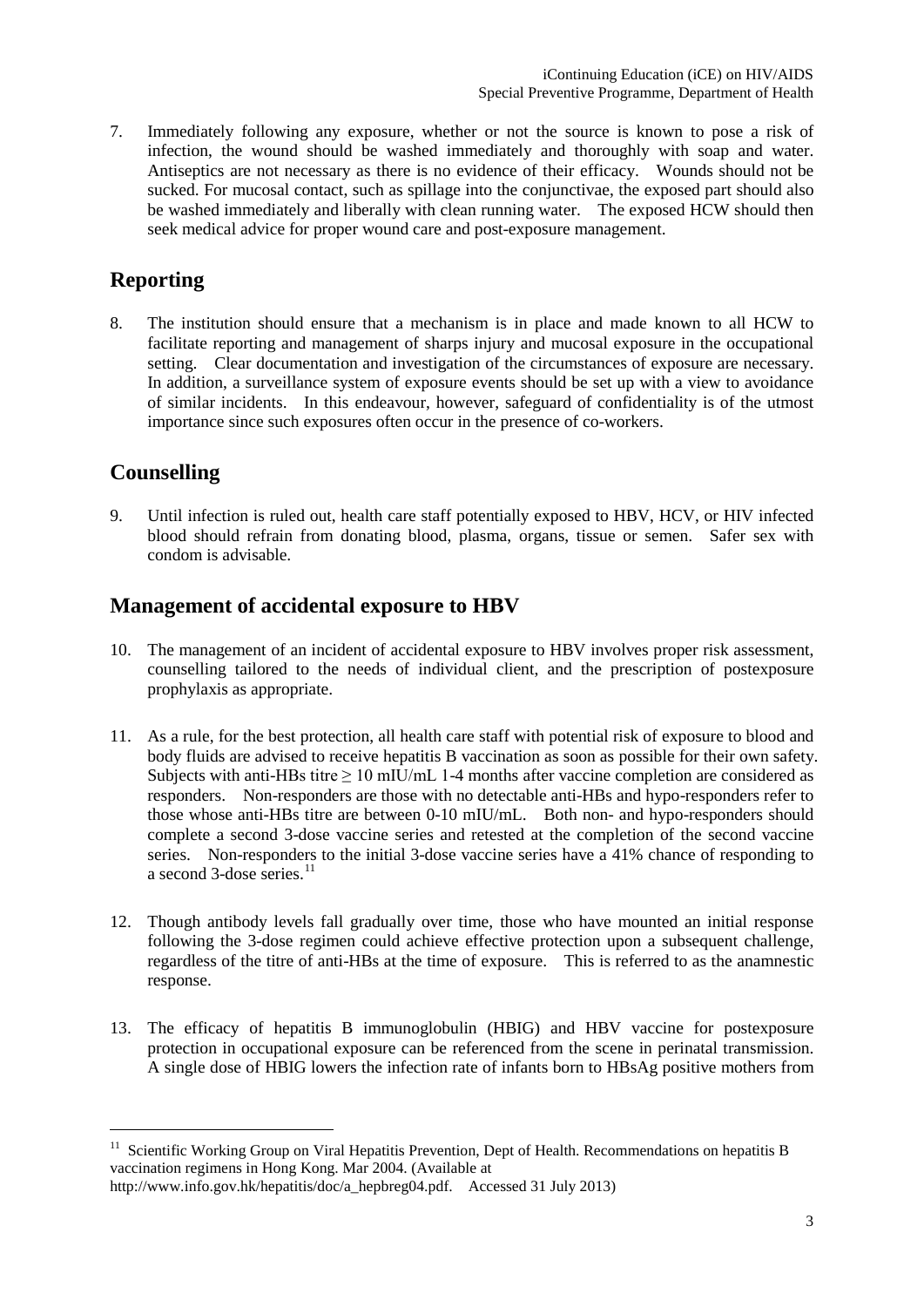7. Immediately following any exposure, whether or not the source is known to pose a risk of infection, the wound should be washed immediately and thoroughly with soap and water. Antiseptics are not necessary as there is no evidence of their efficacy. Wounds should not be sucked. For mucosal contact, such as spillage into the conjunctivae, the exposed part should also be washed immediately and liberally with clean running water. The exposed HCW should then seek medical advice for proper wound care and post-exposure management.

## Reporting

8. The institution should ensure that a mechanism is in place and made known to all HCW to facilitate reporting and management of sharps injury and mucosal exposure in the occupational setting. Clear documentation and investigation of the circumstances of exposure are necessary. In addition, a surveillance system of exposure events should be set up with a view to avoidance of similar incidents. In this endeavour, however, safeguard of confidentiality is of the utmost importance since such exposures often occur in the presence of co-workers.

## Counselling

9. Until infection is ruled out, health care staff potentially exposed to HBV, HCV, or HIV infected blood should refrain from donating blood, plasma, organs, tissue or semen. Safer sex with condom is advisable.

## Management of accidental exposure to HBV

10. The management of an incident of accidental exposure to HBV involves proper risk assessment, counselling tailored to the needs of individual client, and the prescription of postexposure prophylaxis as appropriate.

11. As a rule, for the best protection, all health care staff with potential risk of exposure to blood and body fluids are advised to receive hepatitis B vaccination as soon as possible for their own safety. Subjects with anti-HBs titre ≥ 10 mIU/mL 1-4 months after vaccine completion are considered as responders. Non-responders are those with no detectable anti-HBs and hypo-responders refer to those whose anti-HBs titre are between 0-10 mIU/mL. Both non- and hypo-responders should complete a second 3-dose vaccine series and retested at the completion of the second vaccine series. Non-responders to the initial 3-dose vaccine series have a 41% chance of responding to a second 3-dose series.[11]

12. Though antibody levels fall gradually over time, those who have mounted an initial response following the 3-dose regimen could achieve effective protection upon a subsequent challenge, regardless of the titre of anti-HBs at the time of exposure. This is referred to as the anamnestic response.

13. The efficacy of hepatitis B immunoglobulin (HBIG) and HBV vaccine for postexposure protection in occupational exposure can be referenced from the scene in perinatal transmission. A single dose of HBIG lowers the infection rate of infants born to HBsAg positive mothers from

[11] Scientific Working Group on Viral Hepatitis Prevention, Dept of Health. Recommendations on hepatitis B vaccination regimens in Hong Kong. Mar 2004. (Available at http://www.info.gov.hk/hepatitis/doc/a_hepbreg04.pdf. Accessed 31 July 2013)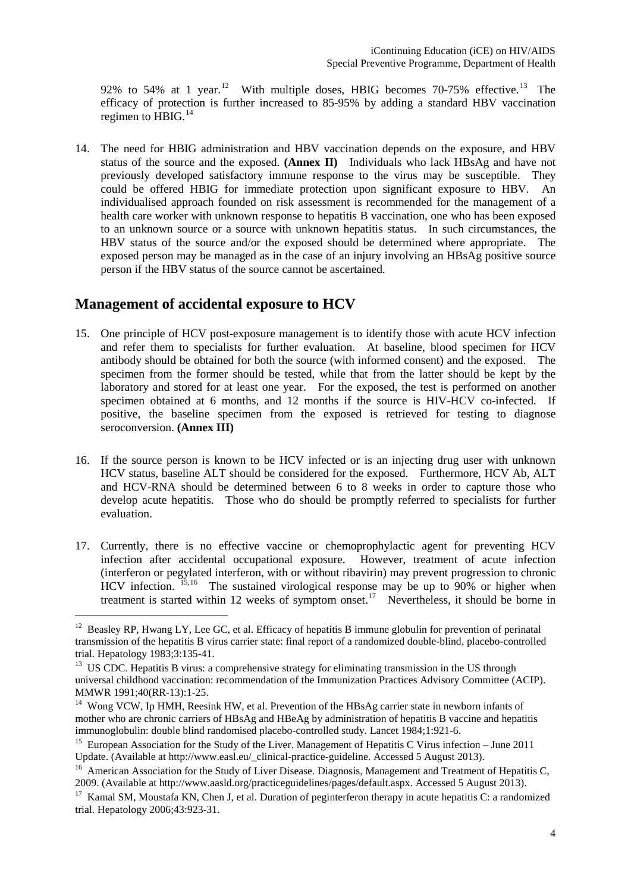92% to 54% at 1 year.[12] With multiple doses, HBIG becomes 70-75% effective.[13] The efficacy of protection is further increased to 85-95% by adding a standard HBV vaccination regimen to HBIG.[14]

14. The need for HBIG administration and HBV vaccination depends on the exposure, and HBV status of the source and the exposed. **(Annex II)** Individuals who lack HBsAg and have not previously developed satisfactory immune response to the virus may be susceptible. They could be offered HBIG for immediate protection upon significant exposure to HBV. An individualised approach founded on risk assessment is recommended for the management of a health care worker with unknown response to hepatitis B vaccination, one who has been exposed to an unknown source or a source with unknown hepatitis status. In such circumstances, the HBV status of the source and/or the exposed should be determined where appropriate. The exposed person may be managed as in the case of an injury involving an HBsAg positive source person if the HBV status of the source cannot be ascertained.

## Management of accidental exposure to HCV

15. One principle of HCV post-exposure management is to identify those with acute HCV infection and refer them to specialists for further evaluation. At baseline, blood specimen for HCV antibody should be obtained for both the source (with informed consent) and the exposed. The specimen from the former should be tested, while that from the latter should be kept by the laboratory and stored for at least one year. For the exposed, the test is performed on another specimen obtained at 6 months, and 12 months if the source is HIV-HCV co-infected. If positive, the baseline specimen from the exposed is retrieved for testing to diagnose seroconversion. **(Annex III)**

16. If the source person is known to be HCV infected or is an injecting drug user with unknown HCV status, baseline ALT should be considered for the exposed. Furthermore, HCV Ab, ALT and HCV-RNA should be determined between 6 to 8 weeks in order to capture those who develop acute hepatitis. Those who do should be promptly referred to specialists for further evaluation.

17. Currently, there is no effective vaccine or chemoprophylactic agent for preventing HCV infection after accidental occupational exposure. However, treatment of acute infection (interferon or pegylated interferon, with or without ribavirin) may prevent progression to chronic HCV infection.[15,16] The sustained virological response may be up to 90% or higher when treatment is started within 12 weeks of symptom onset.[17] Nevertheless, it should be borne in

---

[12] Beasley RP, Hwang LY, Lee GC, et al. Efficacy of hepatitis B immune globulin for prevention of perinatal transmission of the hepatitis B virus carrier state: final report of a randomized double-blind, placebo-controlled trial. Hepatology 1983;3:135-41.

[13] US CDC. Hepatitis B virus: a comprehensive strategy for eliminating transmission in the US through universal childhood vaccination: recommendation of the Immunization Practices Advisory Committee (ACIP). MMWR 1991;40(RR-13):1-25.

[14] Wong VCW, Ip HMH, Reesink HW, et al. Prevention of the HBsAg carrier state in newborn infants of mother who are chronic carriers of HBsAg and HBeAg by administration of hepatitis B vaccine and hepatitis immunoglobulin: double blind randomised placebo-controlled study. Lancet 1984;1:921-6.

[15] European Association for the Study of the Liver. Management of Hepatitis C Virus infection – June 2011 Update. (Available at http://www.easl.eu/_clinical-practice-guideline. Accessed 5 August 2013).

[16] American Association for the Study of Liver Disease. Diagnosis, Management and Treatment of Hepatitis C, 2009. (Available at http://www.aasld.org/practiceguidelines/pages/default.aspx. Accessed 5 August 2013).

[17] Kamal SM, Moustafa KN, Chen J, et al. Duration of peginterferon therapy in acute hepatitis C: a randomized trial. Hepatology 2006;43:923-31.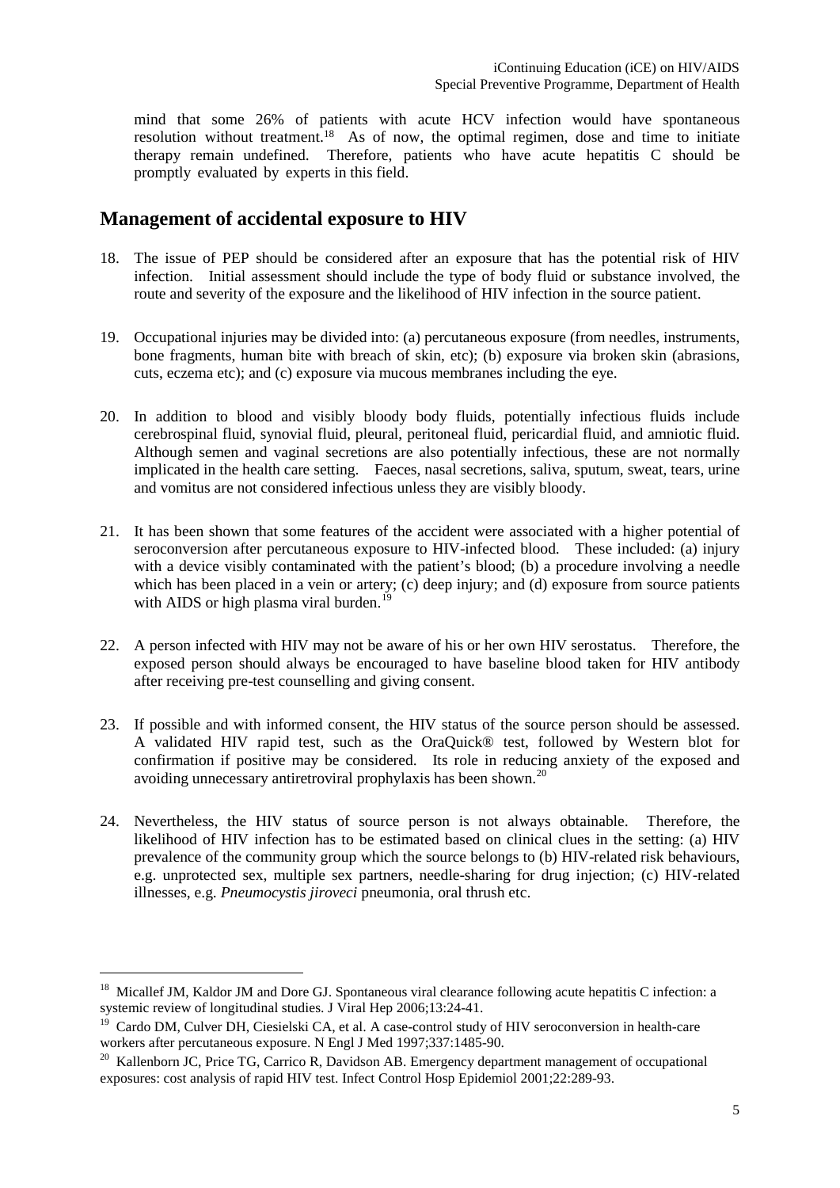mind that some 26% of patients with acute HCV infection would have spontaneous resolution without treatment.[18] As of now, the optimal regimen, dose and time to initiate therapy remain undefined. Therefore, patients who have acute hepatitis C should be promptly evaluated by experts in this field.

## Management of accidental exposure to HIV

18. The issue of PEP should be considered after an exposure that has the potential risk of HIV infection. Initial assessment should include the type of body fluid or substance involved, the route and severity of the exposure and the likelihood of HIV infection in the source patient.

19. Occupational injuries may be divided into: (a) percutaneous exposure (from needles, instruments, bone fragments, human bite with breach of skin, etc); (b) exposure via broken skin (abrasions, cuts, eczema etc); and (c) exposure via mucous membranes including the eye.

20. In addition to blood and visibly bloody body fluids, potentially infectious fluids include cerebrospinal fluid, synovial fluid, pleural, peritoneal fluid, pericardial fluid, and amniotic fluid. Although semen and vaginal secretions are also potentially infectious, these are not normally implicated in the health care setting. Faeces, nasal secretions, saliva, sputum, sweat, tears, urine and vomitus are not considered infectious unless they are visibly bloody.

21. It has been shown that some features of the accident were associated with a higher potential of seroconversion after percutaneous exposure to HIV-infected blood. These included: (a) injury with a device visibly contaminated with the patient's blood; (b) a procedure involving a needle which has been placed in a vein or artery; (c) deep injury; and (d) exposure from source patients with AIDS or high plasma viral burden.[19]

22. A person infected with HIV may not be aware of his or her own HIV serostatus. Therefore, the exposed person should always be encouraged to have baseline blood taken for HIV antibody after receiving pre-test counselling and giving consent.

23. If possible and with informed consent, the HIV status of the source person should be assessed. A validated HIV rapid test, such as the OraQuick® test, followed by Western blot for confirmation if positive may be considered. Its role in reducing anxiety of the exposed and avoiding unnecessary antiretroviral prophylaxis has been shown.[20]

24. Nevertheless, the HIV status of source person is not always obtainable. Therefore, the likelihood of HIV infection has to be estimated based on clinical clues in the setting: (a) HIV prevalence of the community group which the source belongs to (b) HIV-related risk behaviours, e.g. unprotected sex, multiple sex partners, needle-sharing for drug injection; (c) HIV-related illnesses, e.g. *Pneumocystis jiroveci* pneumonia, oral thrush etc.

---

[18] Micallef JM, Kaldor JM and Dore GJ. Spontaneous viral clearance following acute hepatitis C infection: a systemic review of longitudinal studies. J Viral Hep 2006;13:24-41.

[19] Cardo DM, Culver DH, Ciesielski CA, et al. A case-control study of HIV seroconversion in health-care workers after percutaneous exposure. N Engl J Med 1997;337:1485-90.

[20] Kallenborn JC, Price TG, Carrico R, Davidson AB. Emergency department management of occupational exposures: cost analysis of rapid HIV test. Infect Control Hosp Epidemiol 2001;22:289-93.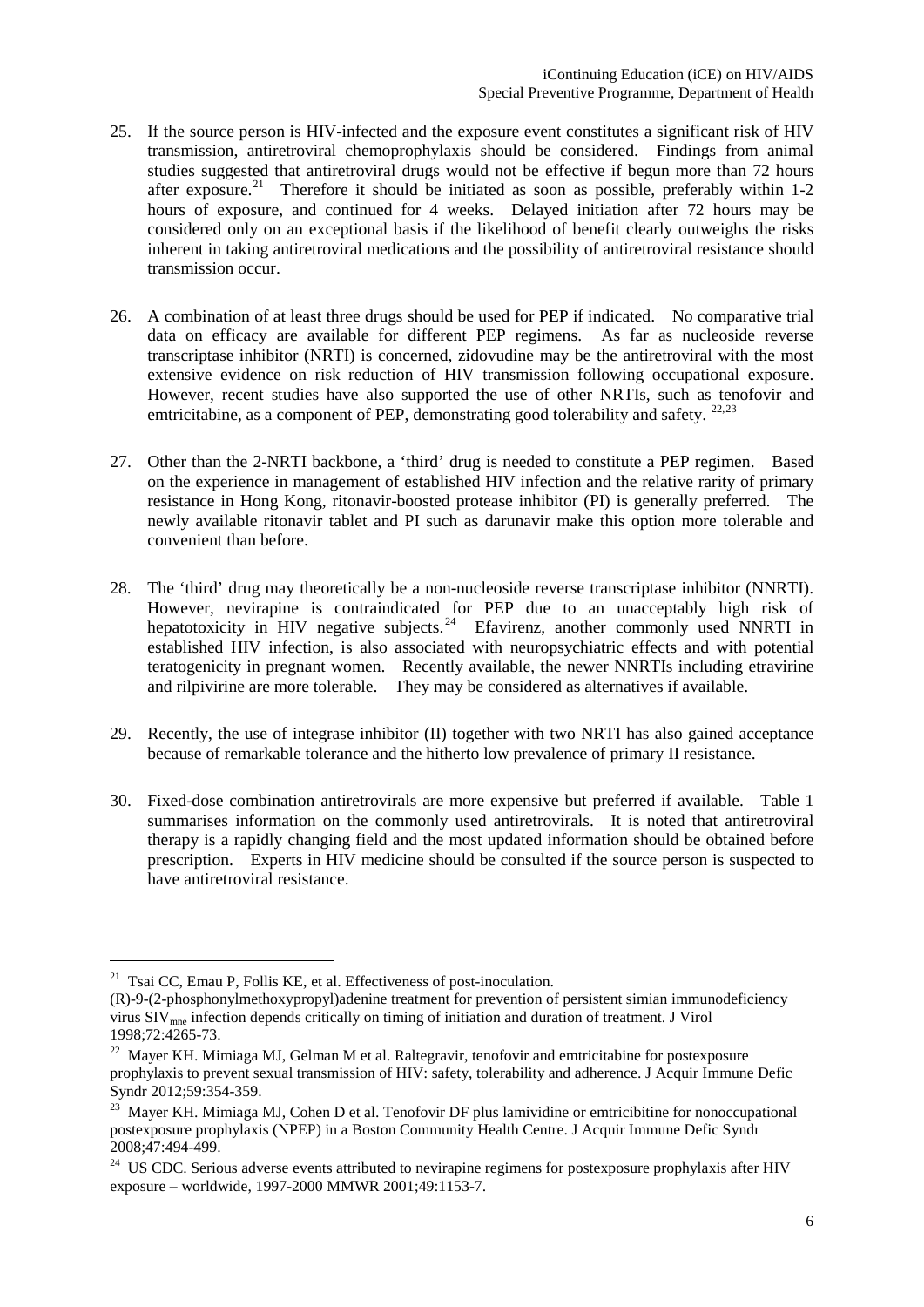25. If the source person is HIV-infected and the exposure event constitutes a significant risk of HIV transmission, antiretroviral chemoprophylaxis should be considered. Findings from animal studies suggested that antiretroviral drugs would not be effective if begun more than 72 hours after exposure.[21] Therefore it should be initiated as soon as possible, preferably within 1-2 hours of exposure, and continued for 4 weeks. Delayed initiation after 72 hours may be considered only on an exceptional basis if the likelihood of benefit clearly outweighs the risks inherent in taking antiretroviral medications and the possibility of antiretroviral resistance should transmission occur.

26. A combination of at least three drugs should be used for PEP if indicated. No comparative trial data on efficacy are available for different PEP regimens. As far as nucleoside reverse transcriptase inhibitor (NRTI) is concerned, zidovudine may be the antiretroviral with the most extensive evidence on risk reduction of HIV transmission following occupational exposure. However, recent studies have also supported the use of other NRTIs, such as tenofovir and emtricitabine, as a component of PEP, demonstrating good tolerability and safety.[22,23]

27. Other than the 2-NRTI backbone, a 'third' drug is needed to constitute a PEP regimen. Based on the experience in management of established HIV infection and the relative rarity of primary resistance in Hong Kong, ritonavir-boosted protease inhibitor (PI) is generally preferred. The newly available ritonavir tablet and PI such as darunavir make this option more tolerable and convenient than before.

28. The 'third' drug may theoretically be a non-nucleoside reverse transcriptase inhibitor (NNRTI). However, nevirapine is contraindicated for PEP due to an unacceptably high risk of hepatotoxicity in HIV negative subjects.[24] Efavirenz, another commonly used NNRTI in established HIV infection, is also associated with neuropsychiatric effects and with potential teratogenicity in pregnant women. Recently available, the newer NNRTIs including etravirine and rilpivirine are more tolerable. They may be considered as alternatives if available.

29. Recently, the use of integrase inhibitor (II) together with two NRTI has also gained acceptance because of remarkable tolerance and the hitherto low prevalence of primary II resistance.

30. Fixed-dose combination antiretrovirals are more expensive but preferred if available. Table 1 summarises information on the commonly used antiretrovirals. It is noted that antiretroviral therapy is a rapidly changing field and the most updated information should be obtained before prescription. Experts in HIV medicine should be consulted if the source person is suspected to have antiretroviral resistance.

---

[21] Tsai CC, Emau P, Follis KE, et al. Effectiveness of post-inoculation. (R)-9-(2-phosphonylmethoxypropyl)adenine treatment for prevention of persistent simian immunodeficiency virus $SIV_{mne}$ infection depends critically on timing of initiation and duration of treatment. J Virol 1998;72:4265-73.

[22] Mayer KH. Mimiaga MJ, Gelman M et al. Raltegravir, tenofovir and emtricitabine for postexposure prophylaxis to prevent sexual transmission of HIV: safety, tolerability and adherence. J Acquir Immune Defic Syndr 2012;59:354-359.

[23] Mayer KH. Mimiaga MJ, Cohen D et al. Tenofovir DF plus lamividine or emtricibitine for nonoccupational postexposure prophylaxis (NPEP) in a Boston Community Health Centre. J Acquir Immune Defic Syndr 2008;47:494-499.

[24] US CDC. Serious adverse events attributed to nevirapine regimens for postexposure prophylaxis after HIV exposure – worldwide, 1997-2000 MMWR 2001;49:1153-7.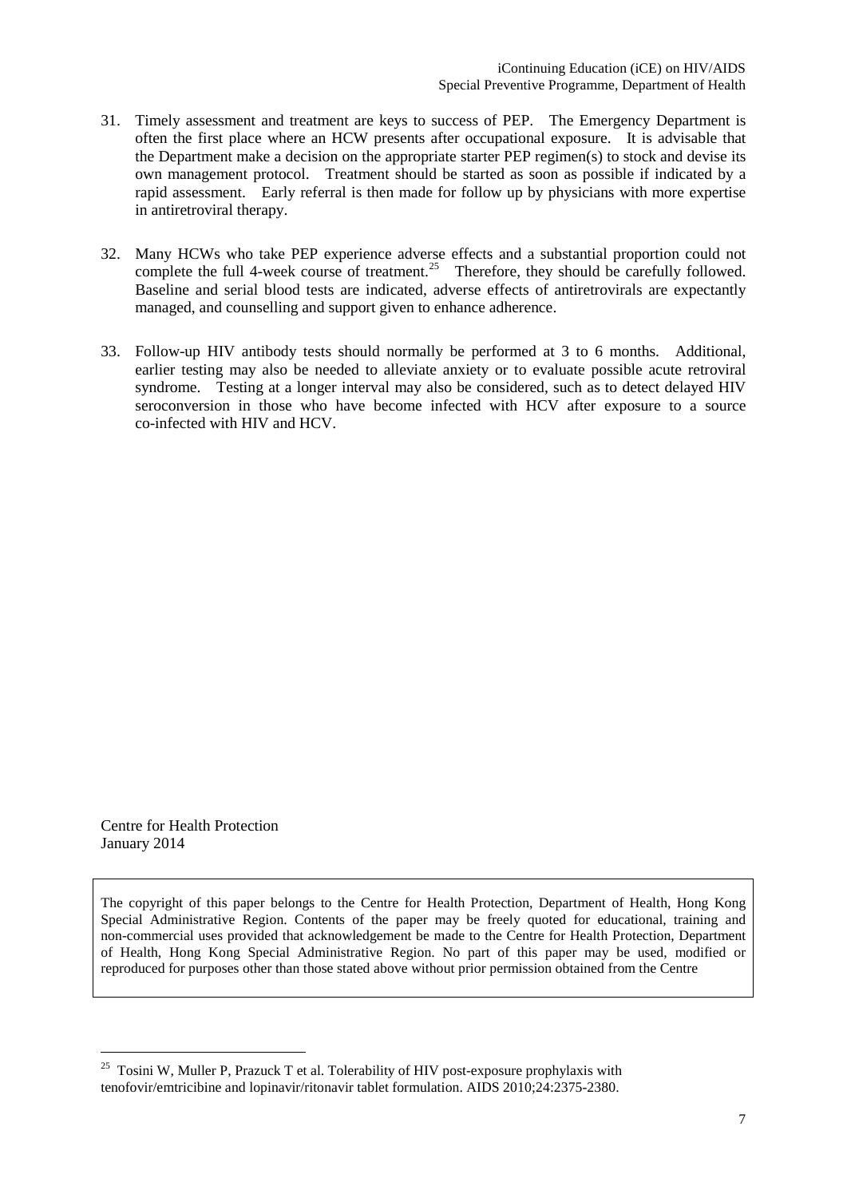31. Timely assessment and treatment are keys to success of PEP. The Emergency Department is often the first place where an HCW presents after occupational exposure. It is advisable that the Department make a decision on the appropriate starter PEP regimen(s) to stock and devise its own management protocol. Treatment should be started as soon as possible if indicated by a rapid assessment. Early referral is then made for follow up by physicians with more expertise in antiretroviral therapy.

32. Many HCWs who take PEP experience adverse effects and a substantial proportion could not complete the full 4-week course of treatment.[25] Therefore, they should be carefully followed. Baseline and serial blood tests are indicated, adverse effects of antiretrovirals are expectantly managed, and counselling and support given to enhance adherence.

33. Follow-up HIV antibody tests should normally be performed at 3 to 6 months. Additional, earlier testing may also be needed to alleviate anxiety or to evaluate possible acute retroviral syndrome. Testing at a longer interval may also be considered, such as to detect delayed HIV seroconversion in those who have become infected with HCV after exposure to a source co-infected with HIV and HCV.

Centre for Health Protection
January 2014

The copyright of this paper belongs to the Centre for Health Protection, Department of Health, Hong Kong Special Administrative Region. Contents of the paper may be freely quoted for educational, training and non-commercial uses provided that acknowledgement be made to the Centre for Health Protection, Department of Health, Hong Kong Special Administrative Region. No part of this paper may be used, modified or reproduced for purposes other than those stated above without prior permission obtained from the Centre

[25] Tosini W, Muller P, Prazuck T et al. Tolerability of HIV post-exposure prophylaxis with tenofovir/emtricibine and lopinavir/ritonavir tablet formulation. AIDS 2010;24:2375-2380.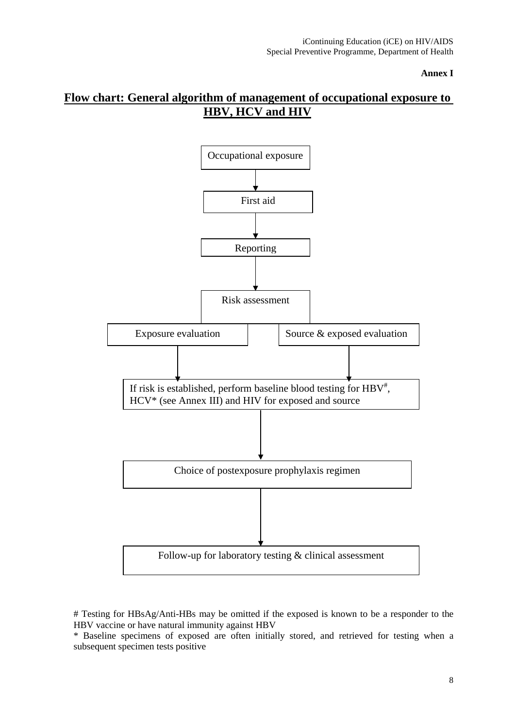**Annex I**

# Flow chart: General algorithm of management of occupational exposure to HBV, HCV and HIV

Occupational exposure

↓

First aid

↓

Reporting

↓

Risk assessment

- Exposure evaluation
- Source & exposed evaluation

↓

If risk is established, perform baseline blood testing for HBV#, HCV* (see Annex III) and HIV for exposed and source

↓

Choice of postexposure prophylaxis regimen

↓

Follow-up for laboratory testing & clinical assessment

# Testing for HBsAg/Anti-HBs may be omitted if the exposed is known to be a responder to the HBV vaccine or have natural immunity against HBV

* Baseline specimens of exposed are often initially stored, and retrieved for testing when a subsequent specimen tests positive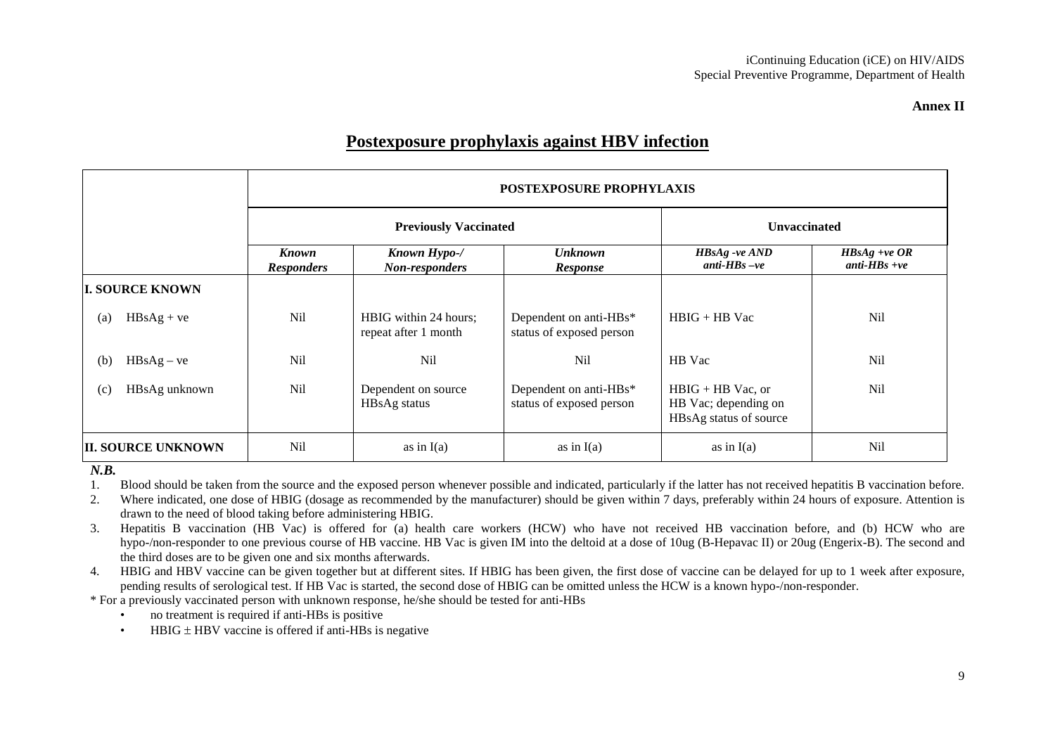**Annex II**

# Postexposure prophylaxis against HBV infection

| | POSTEXPOSURE PROPHYLAXIS | | | | |
|---|---|---|---|---|---|
| | Previously Vaccinated | | | Unvaccinated | |
| | *Known Responders* | *Known Hypo-/ Non-responders* | *Unknown Response* | *HBsAg -ve AND anti-HBs –ve* | *HBsAg +ve OR anti-HBs +ve* |
| **I. SOURCE KNOWN** | | | | | |
| (a) HBsAg + ve | Nil | HBIG within 24 hours; repeat after 1 month | Dependent on anti-HBs* status of exposed person | HBIG + HB Vac | Nil |
| (b) HBsAg – ve | Nil | Nil | Nil | HB Vac | Nil |
| (c) HBsAg unknown | Nil | Dependent on source HBsAg status | Dependent on anti-HBs* status of exposed person | HBIG + HB Vac, or HB Vac; depending on HBsAg status of source | Nil |
| **II. SOURCE UNKNOWN** | Nil | as in I(a) | as in I(a) | as in I(a) | Nil |

***N.B.***

1. Blood should be taken from the source and the exposed person whenever possible and indicated, particularly if the latter has not received hepatitis B vaccination before.
2. Where indicated, one dose of HBIG (dosage as recommended by the manufacturer) should be given within 7 days, preferably within 24 hours of exposure. Attention is drawn to the need of blood taking before administering HBIG.
3. Hepatitis B vaccination (HB Vac) is offered for (a) health care workers (HCW) who have not received HB vaccination before, and (b) HCW who are hypo-/non-responder to one previous course of HB vaccine. HB Vac is given IM into the deltoid at a dose of 10ug (B-Hepavac II) or 20ug (Engerix-B). The second and the third doses are to be given one and six months afterwards.
4. HBIG and HBV vaccine can be given together but at different sites. If HBIG has been given, the first dose of vaccine can be delayed for up to 1 week after exposure, pending results of serological test. If HB Vac is started, the second dose of HBIG can be omitted unless the HCW is a known hypo-/non-responder.

* For a previously vaccinated person with unknown response, he/she should be tested for anti-HBs
  - no treatment is required if anti-HBs is positive
  - HBIG ± HBV vaccine is offered if anti-HBs is negative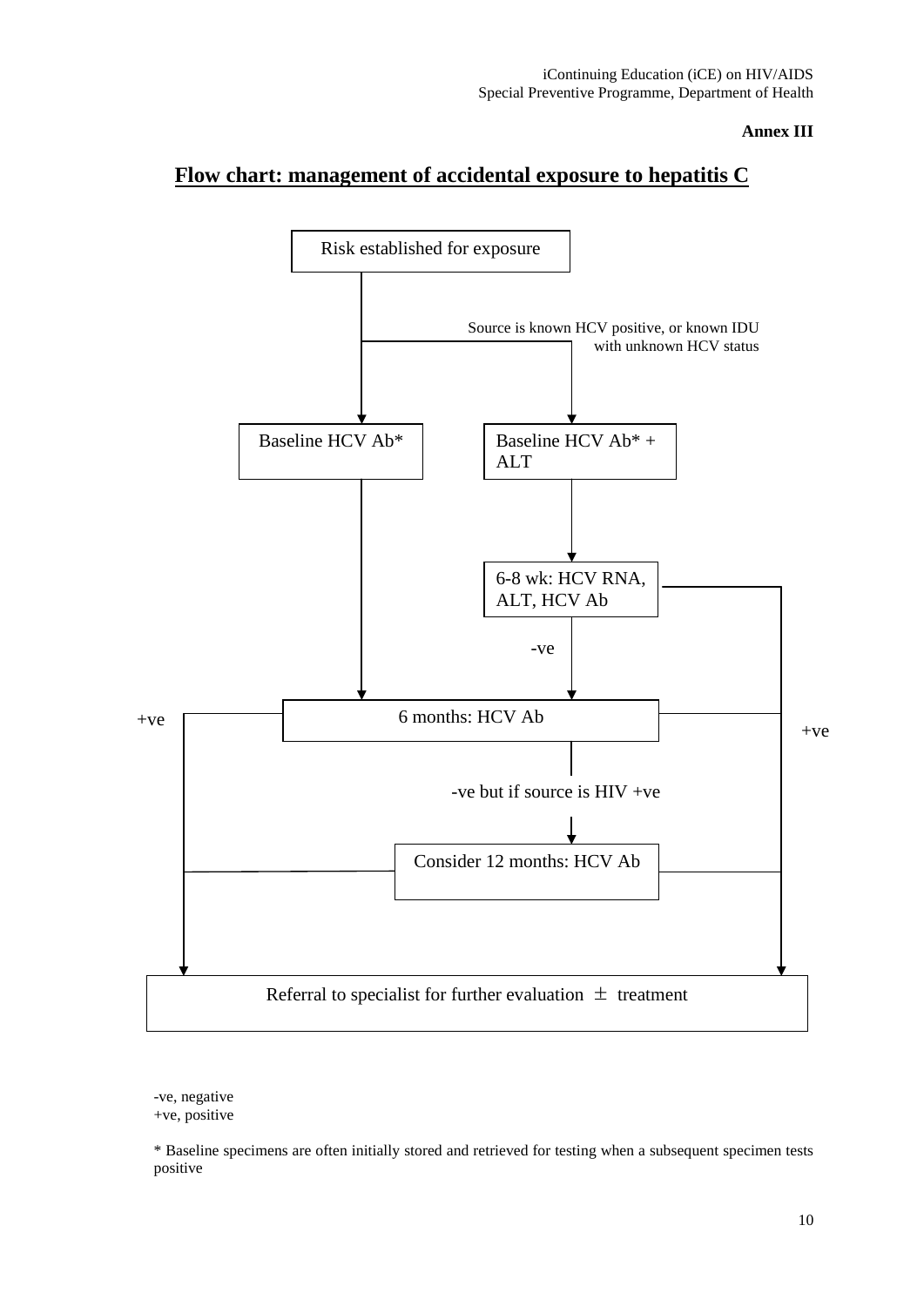**Annex III**

## Flow chart: management of accidental exposure to hepatitis C

Risk established for exposure

Source is known HCV positive, or known IDU with unknown HCV status

Baseline HCV Ab*

Baseline HCV Ab* + ALT

6-8 wk: HCV RNA, ALT, HCV Ab

-ve

+ve

6 months: HCV Ab

+ve

-ve but if source is HIV +ve

Consider 12 months: HCV Ab

Referral to specialist for further evaluation ± treatment

-ve, negative
+ve, positive

* Baseline specimens are often initially stored and retrieved for testing when a subsequent specimen tests positive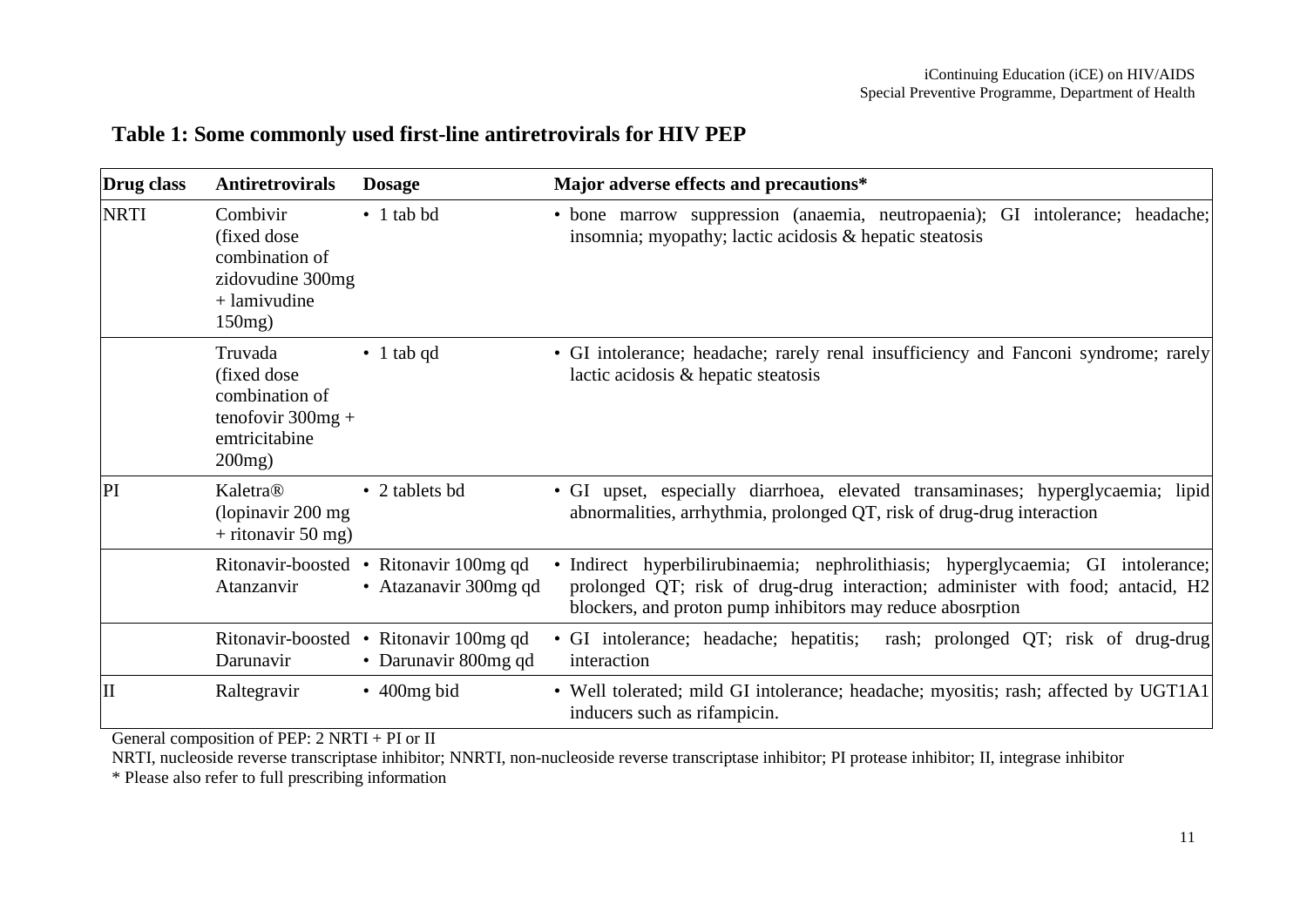## Table 1: Some commonly used first-line antiretrovirals for HIV PEP

| Drug class | Antiretrovirals | Dosage | Major adverse effects and precautions* |
|---|---|---|---|
| NRTI | Combivir (fixed dose combination of zidovudine 300mg + lamivudine 150mg) | • 1 tab bd | • bone marrow suppression (anaemia, neutropaenia); GI intolerance; headache; insomnia; myopathy; lactic acidosis & hepatic steatosis |
| | Truvada (fixed dose combination of tenofovir 300mg + emtricitabine 200mg) | • 1 tab qd | • GI intolerance; headache; rarely renal insufficiency and Fanconi syndrome; rarely lactic acidosis & hepatic steatosis |
| PI | Kaletra® (lopinavir 200 mg + ritonavir 50 mg) | • 2 tablets bd | • GI upset, especially diarrhoea, elevated transaminases; hyperglycaemia; lipid abnormalities, arrhythmia, prolonged QT, risk of drug-drug interaction |
| | Ritonavir-boosted Atanzanvir | • Ritonavir 100mg qd<br>• Atazanavir 300mg qd | • Indirect hyperbilirubinaemia; nephrolithiasis; hyperglycaemia; GI intolerance; prolonged QT; risk of drug-drug interaction; administer with food; antacid, H2 blockers, and proton pump inhibitors may reduce abosrption |
| | Ritonavir-boosted Darunavir | • Ritonavir 100mg qd<br>• Darunavir 800mg qd | • GI intolerance; headache; hepatitis; rash; prolonged QT; risk of drug-drug interaction |
| II | Raltegravir | • 400mg bid | • Well tolerated; mild GI intolerance; headache; myositis; rash; affected by UGT1A1 inducers such as rifampicin. |

General composition of PEP: 2 NRTI + PI or II

NRTI, nucleoside reverse transcriptase inhibitor; NNRTI, non-nucleoside reverse transcriptase inhibitor; PI protease inhibitor; II, integrase inhibitor

* Please also refer to full prescribing information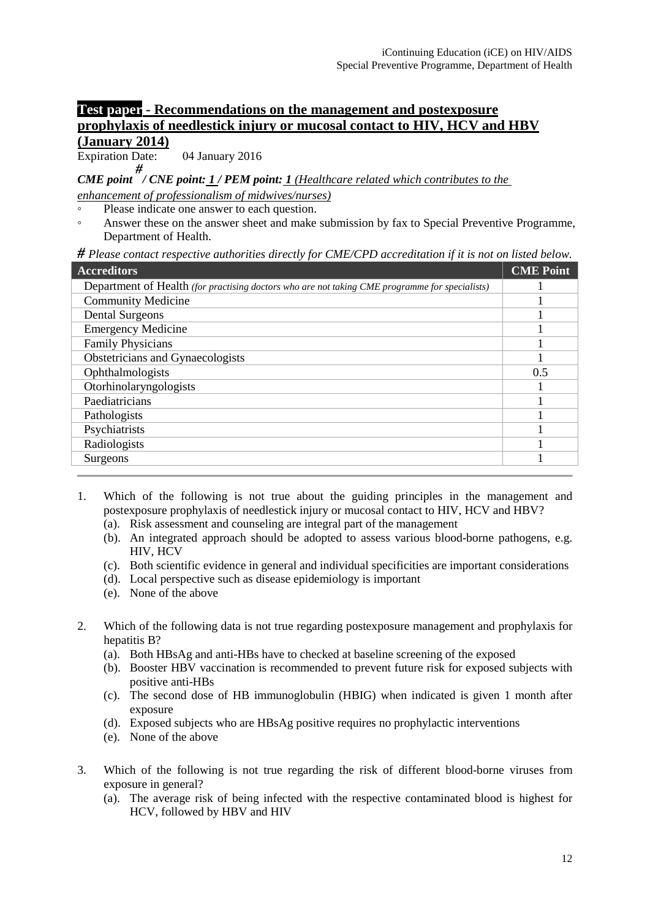## **Test paper - Recommendations on the management and postexposure prophylaxis of needlestick injury or mucosal contact to HIV, HCV and HBV (January 2014)**

Expiration Date: 04 January 2016

***CME point # / CNE point: 1 / PEM point: 1** (Healthcare related which contributes to the enhancement of professionalism of midwives/nurses)*

- Please indicate one answer to each question.
- Answer these on the answer sheet and make submission by fax to Special Preventive Programme, Department of Health.

*# Please contact respective authorities directly for CME/CPD accreditation if it is not on listed below.*

| Accreditors | CME Point |
|---|---|
| Department of Health *(for practising doctors who are not taking CME programme for specialists)* | 1 |
| Community Medicine | 1 |
| Dental Surgeons | 1 |
| Emergency Medicine | 1 |
| Family Physicians | 1 |
| Obstetricians and Gynaecologists | 1 |
| Ophthalmologists | 0.5 |
| Otorhinolaryngologists | 1 |
| Paediatricians | 1 |
| Pathologists | 1 |
| Psychiatrists | 1 |
| Radiologists | 1 |
| Surgeons | 1 |

1. Which of the following is not true about the guiding principles in the management and postexposure prophylaxis of needlestick injury or mucosal contact to HIV, HCV and HBV?
   (a). Risk assessment and counseling are integral part of the management
   (b). An integrated approach should be adopted to assess various blood-borne pathogens, e.g. HIV, HCV
   (c). Both scientific evidence in general and individual specificities are important considerations
   (d). Local perspective such as disease epidemiology is important
   (e). None of the above

2. Which of the following data is not true regarding postexposure management and prophylaxis for hepatitis B?
   (a). Both HBsAg and anti-HBs have to checked at baseline screening of the exposed
   (b). Booster HBV vaccination is recommended to prevent future risk for exposed subjects with positive anti-HBs
   (c). The second dose of HB immunoglobulin (HBIG) when indicated is given 1 month after exposure
   (d). Exposed subjects who are HBsAg positive requires no prophylactic interventions
   (e). None of the above

3. Which of the following is not true regarding the risk of different blood-borne viruses from exposure in general?
   (a). The average risk of being infected with the respective contaminated blood is highest for HCV, followed by HBV and HIV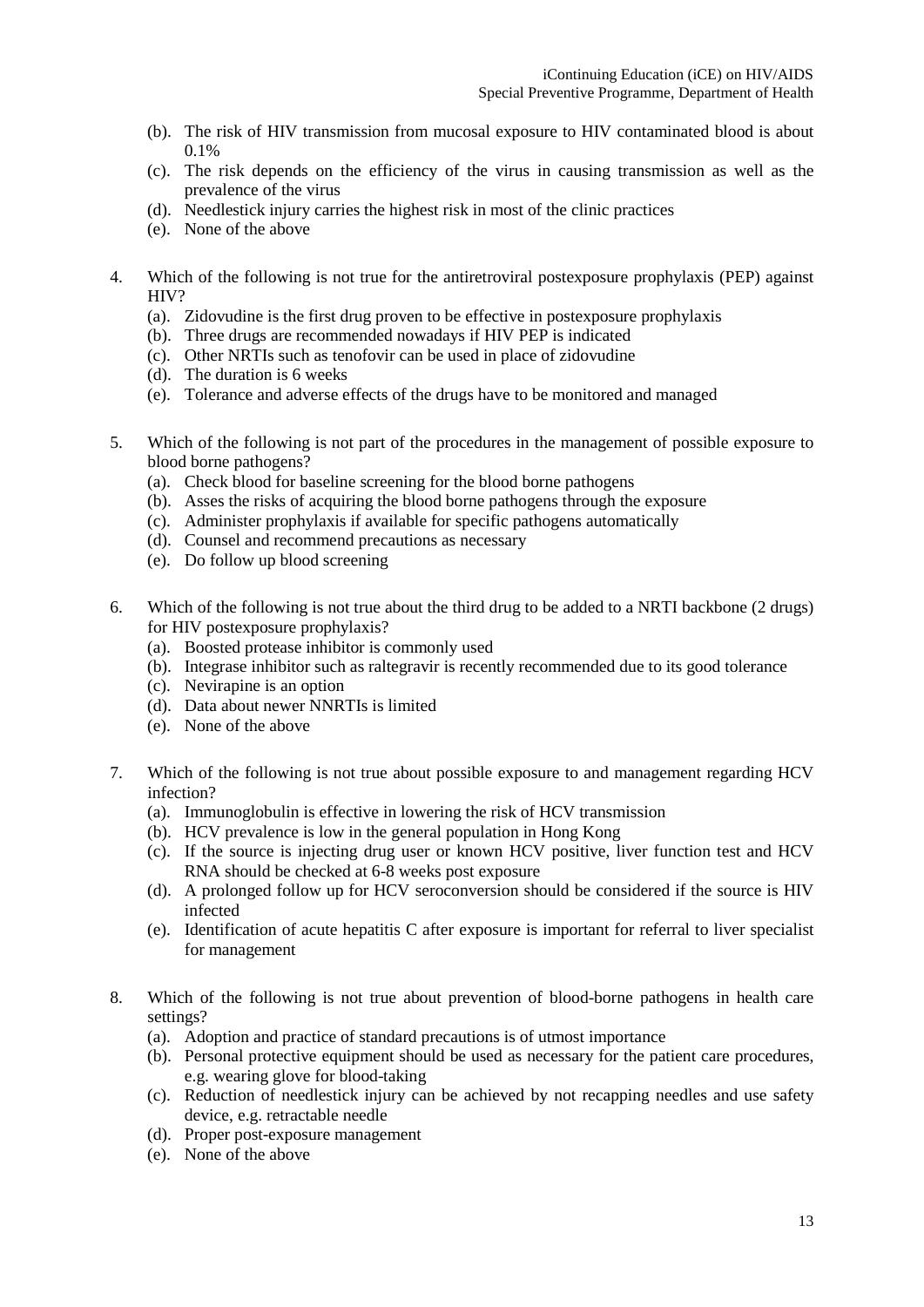(b). The risk of HIV transmission from mucosal exposure to HIV contaminated blood is about 0.1%
(c). The risk depends on the efficiency of the virus in causing transmission as well as the prevalence of the virus
(d). Needlestick injury carries the highest risk in most of the clinic practices
(e). None of the above

4. Which of the following is not true for the antiretroviral postexposure prophylaxis (PEP) against HIV?
   (a). Zidovudine is the first drug proven to be effective in postexposure prophylaxis
   (b). Three drugs are recommended nowadays if HIV PEP is indicated
   (c). Other NRTIs such as tenofovir can be used in place of zidovudine
   (d). The duration is 6 weeks
   (e). Tolerance and adverse effects of the drugs have to be monitored and managed

5. Which of the following is not part of the procedures in the management of possible exposure to blood borne pathogens?
   (a). Check blood for baseline screening for the blood borne pathogens
   (b). Asses the risks of acquiring the blood borne pathogens through the exposure
   (c). Administer prophylaxis if available for specific pathogens automatically
   (d). Counsel and recommend precautions as necessary
   (e). Do follow up blood screening

6. Which of the following is not true about the third drug to be added to a NRTI backbone (2 drugs) for HIV postexposure prophylaxis?
   (a). Boosted protease inhibitor is commonly used
   (b). Integrase inhibitor such as raltegravir is recently recommended due to its good tolerance
   (c). Nevirapine is an option
   (d). Data about newer NNRTIs is limited
   (e). None of the above

7. Which of the following is not true about possible exposure to and management regarding HCV infection?
   (a). Immunoglobulin is effective in lowering the risk of HCV transmission
   (b). HCV prevalence is low in the general population in Hong Kong
   (c). If the source is injecting drug user or known HCV positive, liver function test and HCV RNA should be checked at 6-8 weeks post exposure
   (d). A prolonged follow up for HCV seroconversion should be considered if the source is HIV infected
   (e). Identification of acute hepatitis C after exposure is important for referral to liver specialist for management

8. Which of the following is not true about prevention of blood-borne pathogens in health care settings?
   (a). Adoption and practice of standard precautions is of utmost importance
   (b). Personal protective equipment should be used as necessary for the patient care procedures, e.g. wearing glove for blood-taking
   (c). Reduction of needlestick injury can be achieved by not recapping needles and use safety device, e.g. retractable needle
   (d). Proper post-exposure management
   (e). None of the above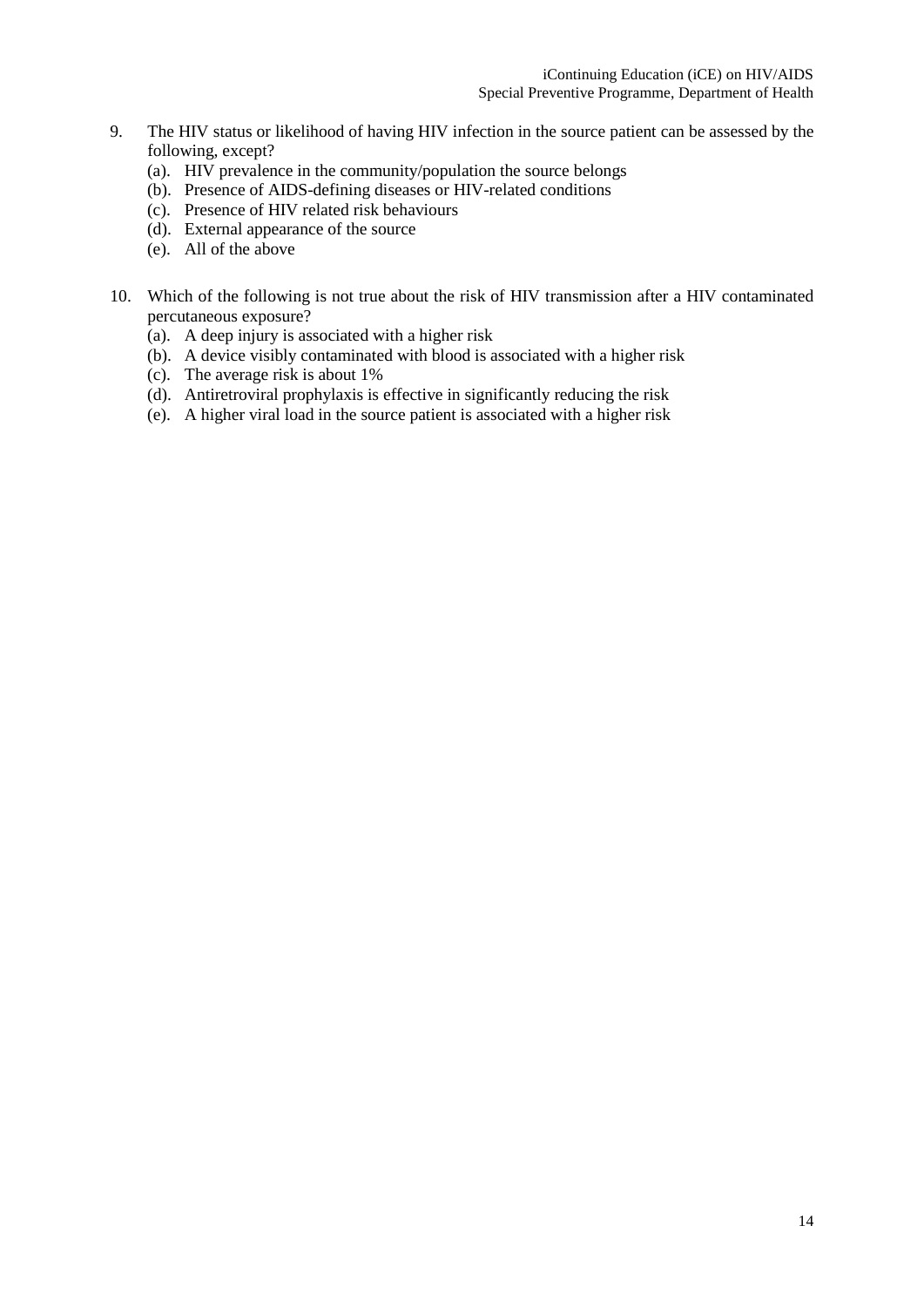9. The HIV status or likelihood of having HIV infection in the source patient can be assessed by the following, except?
   (a). HIV prevalence in the community/population the source belongs
   (b). Presence of AIDS-defining diseases or HIV-related conditions
   (c). Presence of HIV related risk behaviours
   (d). External appearance of the source
   (e). All of the above

10. Which of the following is not true about the risk of HIV transmission after a HIV contaminated percutaneous exposure?
    (a). A deep injury is associated with a higher risk
    (b). A device visibly contaminated with blood is associated with a higher risk
    (c). The average risk is about 1%
    (d). Antiretroviral prophylaxis is effective in significantly reducing the risk
    (e). A higher viral load in the source patient is associated with a higher risk